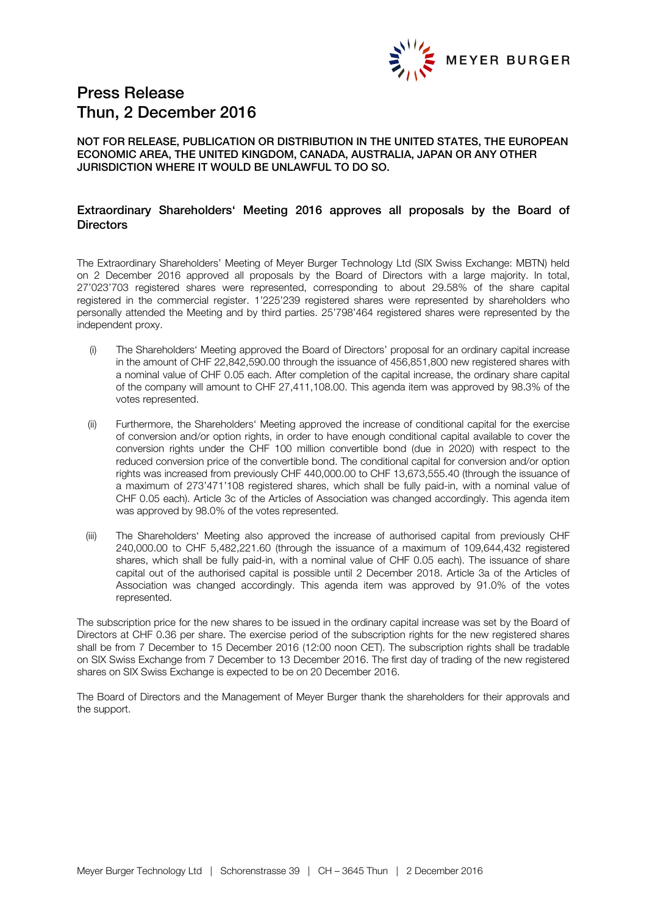# Press Release
## Thun, 2 December 2016

**NOT FOR RELEASE, PUBLICATION OR DISTRIBUTION IN THE UNITED STATES, THE EUROPEAN ECONOMIC AREA, THE UNITED KINGDOM, CANADA, AUSTRALIA, JAPAN OR ANY OTHER JURISDICTION WHERE IT WOULD BE UNLAWFUL TO DO SO.**

### Extraordinary Shareholders‘ Meeting 2016 approves all proposals by the Board of Directors

The Extraordinary Shareholders' Meeting of Meyer Burger Technology Ltd (SIX Swiss Exchange: MBTN) held on 2 December 2016 approved all proposals by the Board of Directors with a large majority. In total, 27'023'703 registered shares were represented, corresponding to about 29.58% of the share capital registered in the commercial register. 1'225'239 registered shares were represented by shareholders who personally attended the Meeting and by third parties. 25'798'464 registered shares were represented by the independent proxy.

(i) The Shareholders‘ Meeting approved the Board of Directors' proposal for an ordinary capital increase in the amount of CHF 22,842,590.00 through the issuance of 456,851,800 new registered shares with a nominal value of CHF 0.05 each. After completion of the capital increase, the ordinary share capital of the company will amount to CHF 27,411,108.00. This agenda item was approved by 98.3% of the votes represented.

(ii) Furthermore, the Shareholders‘ Meeting approved the increase of conditional capital for the exercise of conversion and/or option rights, in order to have enough conditional capital available to cover the conversion rights under the CHF 100 million convertible bond (due in 2020) with respect to the reduced conversion price of the convertible bond. The conditional capital for conversion and/or option rights was increased from previously CHF 440,000.00 to CHF 13,673,555.40 (through the issuance of a maximum of 273'471'108 registered shares, which shall be fully paid-in, with a nominal value of CHF 0.05 each). Article 3c of the Articles of Association was changed accordingly. This agenda item was approved by 98.0% of the votes represented.

(iii) The Shareholders‘ Meeting also approved the increase of authorised capital from previously CHF 240,000.00 to CHF 5,482,221.60 (through the issuance of a maximum of 109,644,432 registered shares, which shall be fully paid-in, with a nominal value of CHF 0.05 each). The issuance of share capital out of the authorised capital is possible until 2 December 2018. Article 3a of the Articles of Association was changed accordingly. This agenda item was approved by 91.0% of the votes represented.

The subscription price for the new shares to be issued in the ordinary capital increase was set by the Board of Directors at CHF 0.36 per share. The exercise period of the subscription rights for the new registered shares shall be from 7 December to 15 December 2016 (12:00 noon CET). The subscription rights shall be tradable on SIX Swiss Exchange from 7 December to 13 December 2016. The first day of trading of the new registered shares on SIX Swiss Exchange is expected to be on 20 December 2016.

The Board of Directors and the Management of Meyer Burger thank the shareholders for their approvals and the support.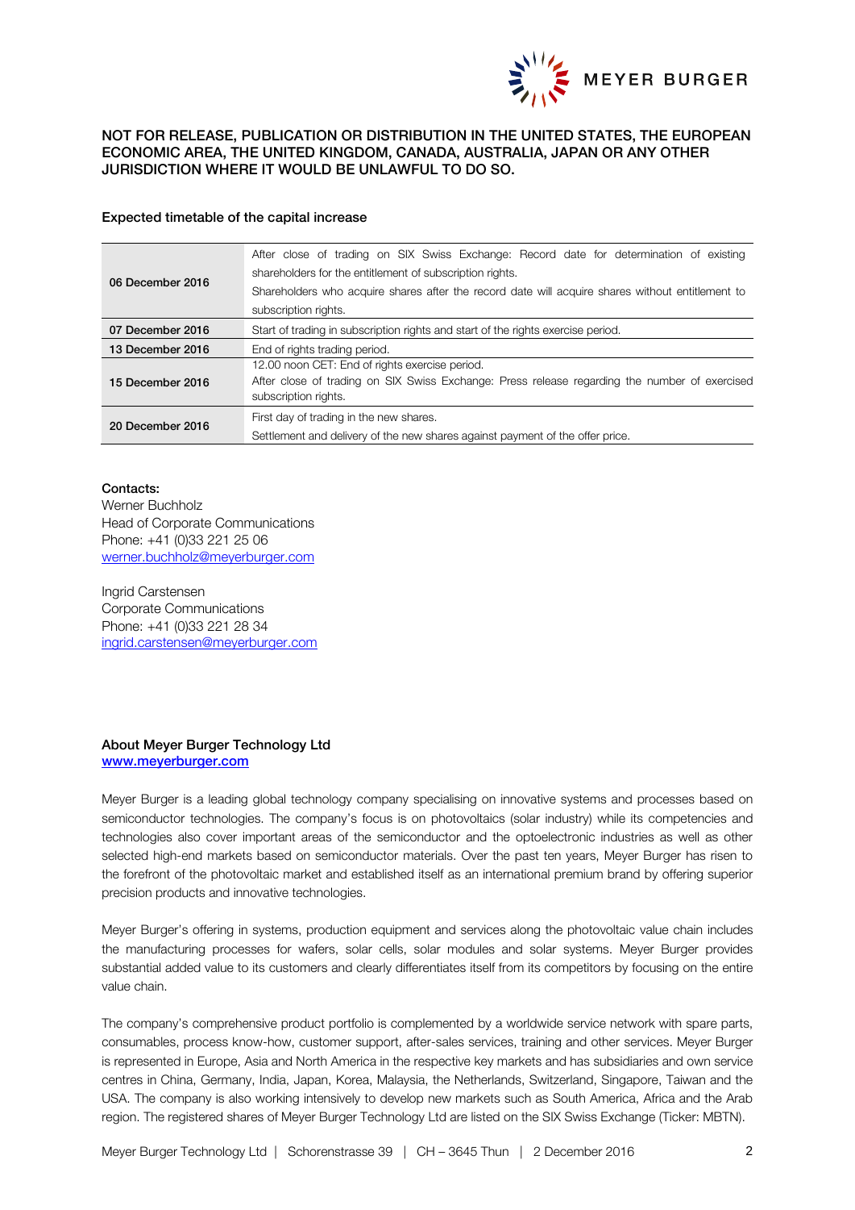**NOT FOR RELEASE, PUBLICATION OR DISTRIBUTION IN THE UNITED STATES, THE EUROPEAN ECONOMIC AREA, THE UNITED KINGDOM, CANADA, AUSTRALIA, JAPAN OR ANY OTHER JURISDICTION WHERE IT WOULD BE UNLAWFUL TO DO SO.**

**Expected timetable of the capital increase**

| | |
|---|---|
| **06 December 2016** | After close of trading on SIX Swiss Exchange: Record date for determination of existing shareholders for the entitlement of subscription rights.<br>Shareholders who acquire shares after the record date will acquire shares without entitlement to subscription rights. |
| **07 December 2016** | Start of trading in subscription rights and start of the rights exercise period. |
| **13 December 2016** | End of rights trading period. |
| **15 December 2016** | 12.00 noon CET: End of rights exercise period.<br>After close of trading on SIX Swiss Exchange: Press release regarding the number of exercised subscription rights. |
| **20 December 2016** | First day of trading in the new shares.<br>Settlement and delivery of the new shares against payment of the offer price. |

**Contacts:**
Werner Buchholz
Head of Corporate Communications
Phone: +41 (0)33 221 25 06
werner.buchholz@meyerburger.com

Ingrid Carstensen
Corporate Communications
Phone: +41 (0)33 221 28 34
ingrid.carstensen@meyerburger.com

**About Meyer Burger Technology Ltd**
**www.meyerburger.com**

Meyer Burger is a leading global technology company specialising on innovative systems and processes based on semiconductor technologies. The company's focus is on photovoltaics (solar industry) while its competencies and technologies also cover important areas of the semiconductor and the optoelectronic industries as well as other selected high-end markets based on semiconductor materials. Over the past ten years, Meyer Burger has risen to the forefront of the photovoltaic market and established itself as an international premium brand by offering superior precision products and innovative technologies.

Meyer Burger's offering in systems, production equipment and services along the photovoltaic value chain includes the manufacturing processes for wafers, solar cells, solar modules and solar systems. Meyer Burger provides substantial added value to its customers and clearly differentiates itself from its competitors by focusing on the entire value chain.

The company's comprehensive product portfolio is complemented by a worldwide service network with spare parts, consumables, process know-how, customer support, after-sales services, training and other services. Meyer Burger is represented in Europe, Asia and North America in the respective key markets and has subsidiaries and own service centres in China, Germany, India, Japan, Korea, Malaysia, the Netherlands, Switzerland, Singapore, Taiwan and the USA. The company is also working intensively to develop new markets such as South America, Africa and the Arab region. The registered shares of Meyer Burger Technology Ltd are listed on the SIX Swiss Exchange (Ticker: MBTN).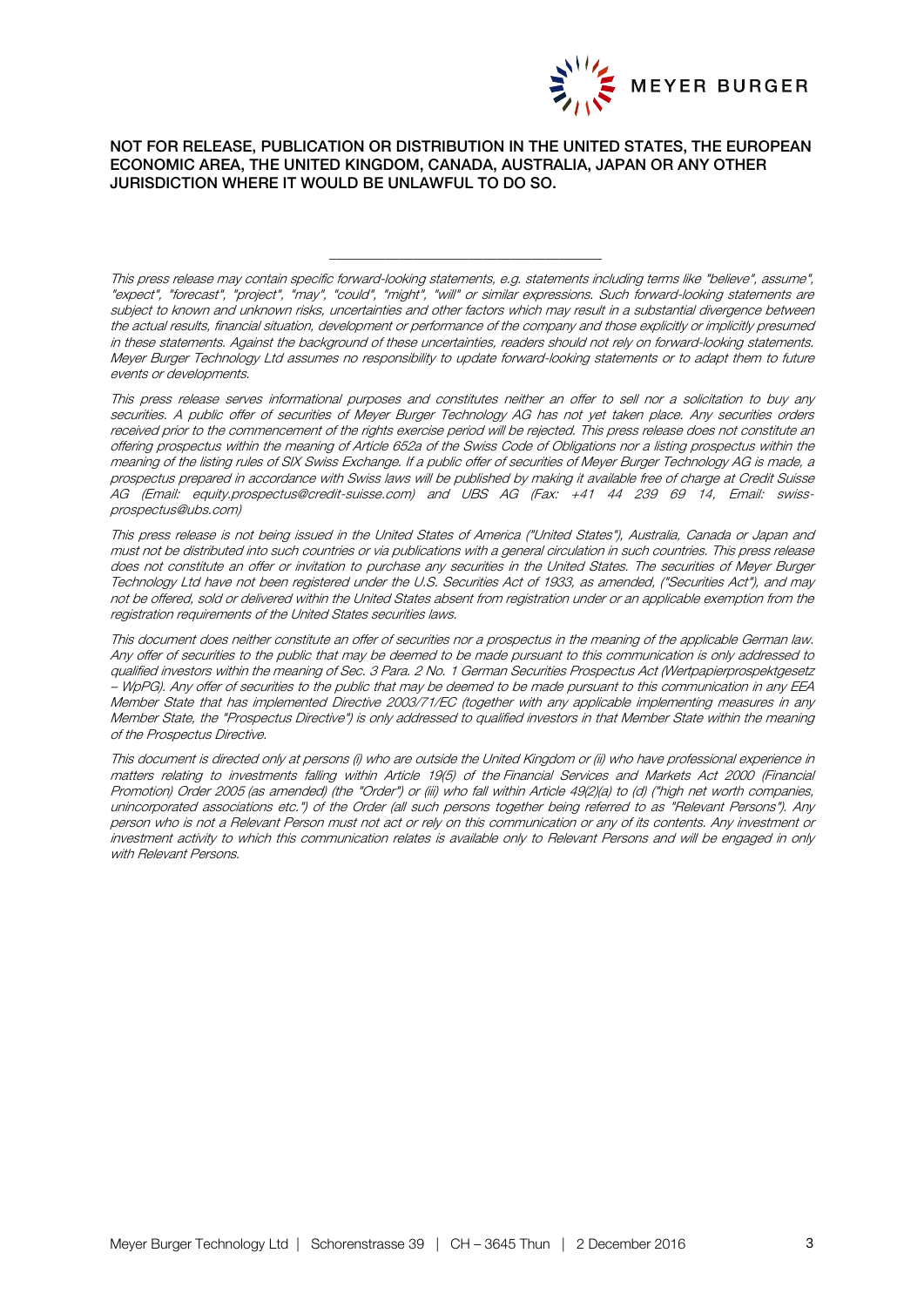**NOT FOR RELEASE, PUBLICATION OR DISTRIBUTION IN THE UNITED STATES, THE EUROPEAN ECONOMIC AREA, THE UNITED KINGDOM, CANADA, AUSTRALIA, JAPAN OR ANY OTHER JURISDICTION WHERE IT WOULD BE UNLAWFUL TO DO SO.**

---

*This press release may contain specific forward-looking statements, e.g. statements including terms like "believe", assume", "expect", "forecast", "project", "may", "could", "might", "will" or similar expressions. Such forward-looking statements are subject to known and unknown risks, uncertainties and other factors which may result in a substantial divergence between the actual results, financial situation, development or performance of the company and those explicitly or implicitly presumed in these statements. Against the background of these uncertainties, readers should not rely on forward-looking statements. Meyer Burger Technology Ltd assumes no responsibility to update forward-looking statements or to adapt them to future events or developments.*

*This press release serves informational purposes and constitutes neither an offer to sell nor a solicitation to buy any securities. A public offer of securities of Meyer Burger Technology AG has not yet taken place. Any securities orders received prior to the commencement of the rights exercise period will be rejected. This press release does not constitute an offering prospectus within the meaning of Article 652a of the Swiss Code of Obligations nor a listing prospectus within the meaning of the listing rules of SIX Swiss Exchange. If a public offer of securities of Meyer Burger Technology AG is made, a prospectus prepared in accordance with Swiss laws will be published by making it available free of charge at Credit Suisse AG (Email: equity.prospectus@credit-suisse.com) and UBS AG (Fax: +41 44 239 69 14, Email: swiss-prospectus@ubs.com)*

*This press release is not being issued in the United States of America ("United States"), Australia, Canada or Japan and must not be distributed into such countries or via publications with a general circulation in such countries. This press release does not constitute an offer or invitation to purchase any securities in the United States. The securities of Meyer Burger Technology Ltd have not been registered under the U.S. Securities Act of 1933, as amended, ("Securities Act"), and may not be offered, sold or delivered within the United States absent from registration under or an applicable exemption from the registration requirements of the United States securities laws.*

*This document does neither constitute an offer of securities nor a prospectus in the meaning of the applicable German law. Any offer of securities to the public that may be deemed to be made pursuant to this communication is only addressed to qualified investors within the meaning of Sec. 3 Para. 2 No. 1 German Securities Prospectus Act (Wertpapierprospektgesetz – WpPG). Any offer of securities to the public that may be deemed to be made pursuant to this communication in any EEA Member State that has implemented Directive 2003/71/EC (together with any applicable implementing measures in any Member State, the "Prospectus Directive") is only addressed to qualified investors in that Member State within the meaning of the Prospectus Directive.*

*This document is directed only at persons (i) who are outside the United Kingdom or (ii) who have professional experience in matters relating to investments falling within Article 19(5) of the Financial Services and Markets Act 2000 (Financial Promotion) Order 2005 (as amended) (the "Order") or (iii) who fall within Article 49(2)(a) to (d) ("high net worth companies, unincorporated associations etc.") of the Order (all such persons together being referred to as "Relevant Persons"). Any person who is not a Relevant Person must not act or rely on this communication or any of its contents. Any investment or investment activity to which this communication relates is available only to Relevant Persons and will be engaged in only with Relevant Persons.*